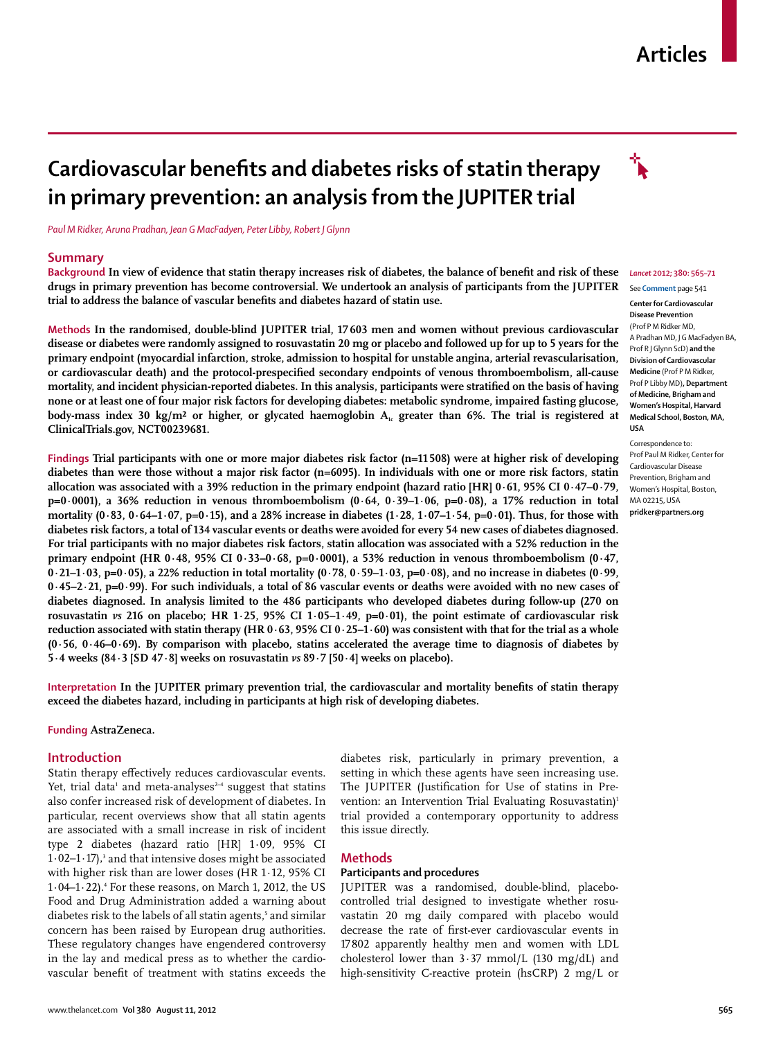# Cardiovascular benefits and diabetes risks of statin therapy in primary prevention: an analysis from the JUPITER trial

*Paul M Ridker, Aruna Pradhan, Jean G MacFadyen, Peter Libby, Robert J Glynn*

## Summary

**Background** In view of evidence that statin therapy increases risk of diabetes, the balance of benefit and risk of these drugs in primary prevention has become controversial. We undertook an analysis of participants from the JUPITER trial to address the balance of vascular benefits and diabetes hazard of statin use.

**Methods** In the randomised, double-blind JUPITER trial, 17 603 men and women without previous cardiovascular disease or diabetes were randomly assigned to rosuvastatin 20 mg or placebo and followed up for up to 5 years for the primary endpoint (myocardial infarction, stroke, admission to hospital for unstable angina, arterial revascularisation, or cardiovascular death) and the protocol-prespecified secondary endpoints of venous thromboembolism, all-cause mortality, and incident physician-reported diabetes. In this analysis, participants were stratified on the basis of having none or at least one of four major risk factors for developing diabetes: metabolic syndrome, impaired fasting glucose, body-mass index 30 kg/m² or higher, or glycated haemoglobin $A_{1c}$ greater than 6%. The trial is registered at ClinicalTrials.gov, NCT00239681.

**Findings** Trial participants with one or more major diabetes risk factor (n=11 508) were at higher risk of developing diabetes than were those without a major risk factor (n=6095). In individuals with one or more risk factors, statin allocation was associated with a 39% reduction in the primary endpoint (hazard ratio [HR] 0·61, 95% CI 0·47–0·79, p=0·0001), a 36% reduction in venous thromboembolism (0·64, 0·39–1·06, p=0·08), a 17% reduction in total mortality (0·83, 0·64–1·07, p=0·15), and a 28% increase in diabetes (1·28, 1·07–1·54, p=0·01). Thus, for those with diabetes risk factors, a total of 134 vascular events or deaths were avoided for every 54 new cases of diabetes diagnosed. For trial participants with no major diabetes risk factors, statin allocation was associated with a 52% reduction in the primary endpoint (HR 0·48, 95% CI 0·33–0·68, p=0·0001), a 53% reduction in venous thromboembolism (0·47, 0·21–1·03, p=0·05), a 22% reduction in total mortality (0·78, 0·59–1·03, p=0·08), and no increase in diabetes (0·99, 0·45–2·21, p=0·99). For such individuals, a total of 86 vascular events or deaths were avoided with no new cases of diabetes diagnosed. In analysis limited to the 486 participants who developed diabetes during follow-up (270 on rosuvastatin *vs* 216 on placebo; HR 1·25, 95% CI 1·05–1·49, p=0·01), the point estimate of cardiovascular risk reduction associated with statin therapy (HR 0·63, 95% CI 0·25–1·60) was consistent with that for the trial as a whole (0·56, 0·46–0·69). By comparison with placebo, statins accelerated the average time to diagnosis of diabetes by 5·4 weeks (84·3 [SD 47·8] weeks on rosuvastatin *vs* 89·7 [50·4] weeks on placebo).

**Interpretation** In the JUPITER primary prevention trial, the cardiovascular and mortality benefits of statin therapy exceed the diabetes hazard, including in participants at high risk of developing diabetes.

**Funding** AstraZeneca.

*Lancet* 2012; 380: 565–71

See **Comment** page 541

**Center for Cardiovascular Disease Prevention** (Prof P M Ridker MD, A Pradhan MD, J G MacFadyen BA, Prof R J Glynn ScD) **and the Division of Cardiovascular Medicine** (Prof P M Ridker, Prof P Libby MD), **Department of Medicine, Brigham and Women's Hospital, Harvard Medical School, Boston, MA, USA**

Correspondence to: Prof Paul M Ridker, Center for Cardiovascular Disease Prevention, Brigham and Women's Hospital, Boston, MA 02215, USA **pridker@partners.org**

## Introduction

Statin therapy effectively reduces cardiovascular events. Yet, trial data[1] and meta-analyses[2–4] suggest that statins also confer increased risk of development of diabetes. In particular, recent overviews show that all statin agents are associated with a small increase in risk of incident type 2 diabetes (hazard ratio [HR] 1·09, 95% CI 1·02–1·17),[3] and that intensive doses might be associated with higher risk than are lower doses (HR 1·12, 95% CI 1·04–1·22).[4] For these reasons, on March 1, 2012, the US Food and Drug Administration added a warning about diabetes risk to the labels of all statin agents,[5] and similar concern has been raised by European drug authorities. These regulatory changes have engendered controversy in the lay and medical press as to whether the cardiovascular benefit of treatment with statins exceeds the diabetes risk, particularly in primary prevention, a setting in which these agents have seen increasing use. The JUPITER (Justification for Use of statins in Prevention: an Intervention Trial Evaluating Rosuvastatin)[1] trial provided a contemporary opportunity to address this issue directly.

## Methods

### Participants and procedures

JUPITER was a randomised, double-blind, placebo-controlled trial designed to investigate whether rosuvastatin 20 mg daily compared with placebo would decrease the rate of first-ever cardiovascular events in 17 802 apparently healthy men and women with LDL cholesterol lower than 3·37 mmol/L (130 mg/dL) and high-sensitivity C-reactive protein (hsCRP) 2 mg/L or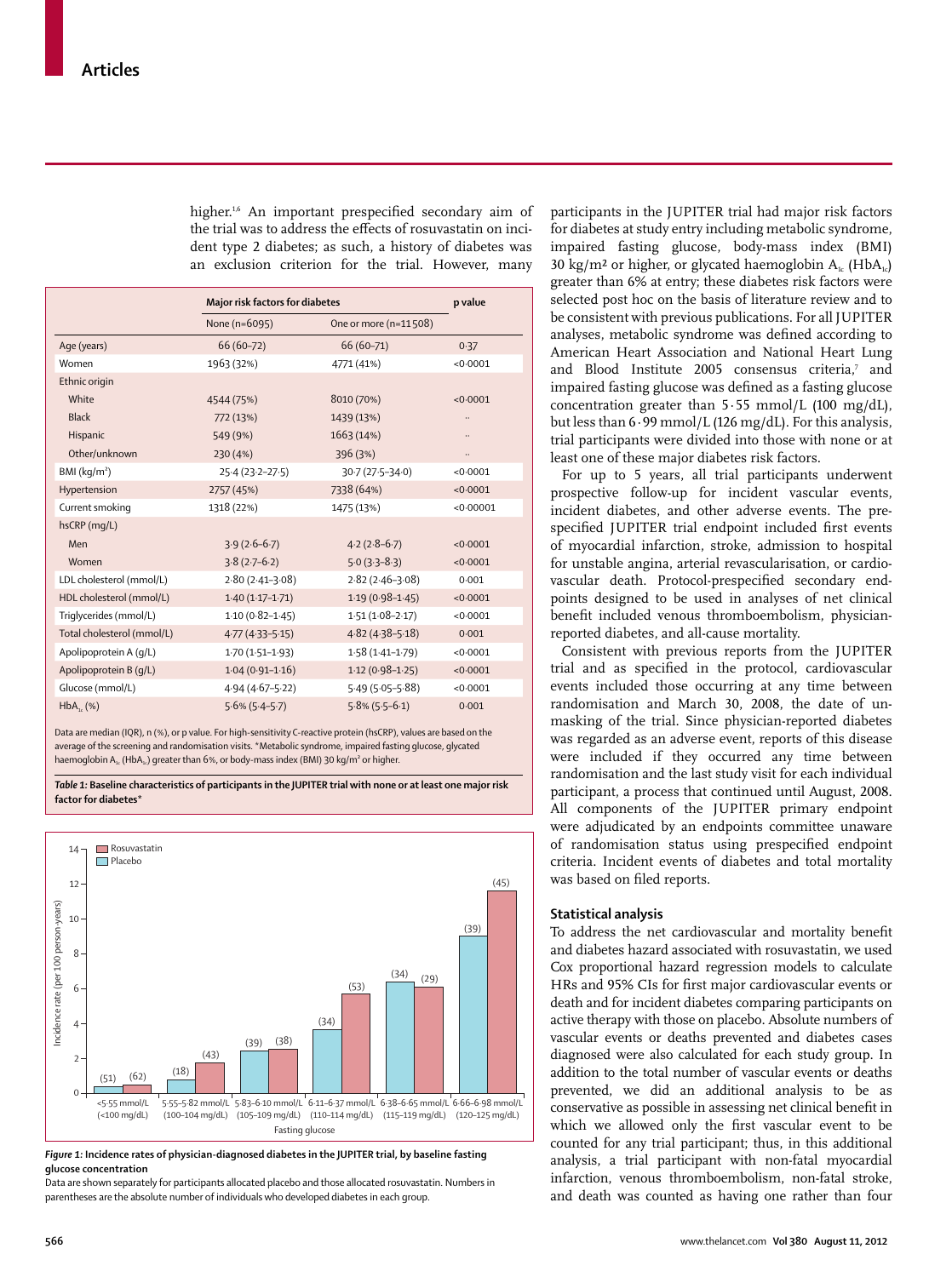higher.[1,6] An important prespecified secondary aim of the trial was to address the effects of rosuvastatin on incident type 2 diabetes; as such, a history of diabetes was an exclusion criterion for the trial. However, many participants in the JUPITER trial had major risk factors for diabetes at study entry including metabolic syndrome, impaired fasting glucose, body-mass index (BMI) 30 kg/m² or higher, or glycated haemoglobin $A_{1c}$ ($HbA_{1c}$) greater than 6% at entry; these diabetes risk factors were selected post hoc on the basis of literature review and to be consistent with previous publications. For all JUPITER analyses, metabolic syndrome was defined according to American Heart Association and National Heart Lung and Blood Institute 2005 consensus criteria,[7] and impaired fasting glucose was defined as a fasting glucose concentration greater than 5·55 mmol/L (100 mg/dL), but less than 6·99 mmol/L (126 mg/dL). For this analysis, trial participants were divided into those with none or at least one of these major diabetes risk factors.

| | Major risk factors for diabetes | | p value |
|---|---|---|---|
| | None (n=6095) | One or more (n=11 508) | |
| Age (years) | 66 (60–72) | 66 (60–71) | 0·37 |
| Women | 1963 (32%) | 4771 (41%) | <0·0001 |
| Ethnic origin | | | |
| White | 4544 (75%) | 8010 (70%) | <0·0001 |
| Black | 772 (13%) | 1439 (13%) | .. |
| Hispanic | 549 (9%) | 1663 (14%) | .. |
| Other/unknown | 230 (4%) | 396 (3%) | .. |
| BMI (kg/m²) | 25·4 (23·2–27·5) | 30·7 (27·5–34·0) | <0·0001 |
| Hypertension | 2757 (45%) | 7338 (64%) | <0·0001 |
| Current smoking | 1318 (22%) | 1475 (13%) | <0·00001 |
| hsCRP (mg/L) | | | |
| Men | 3·9 (2·6–6·7) | 4·2 (2·8–6·7) | <0·0001 |
| Women | 3·8 (2·7–6·2) | 5·0 (3·3–8·3) | <0·0001 |
| LDL cholesterol (mmol/L) | 2·80 (2·41–3·08) | 2·82 (2·46–3·08) | 0·001 |
| HDL cholesterol (mmol/L) | 1·40 (1·17–1·71) | 1·19 (0·98–1·45) | <0·0001 |
| Triglycerides (mmol/L) | 1·10 (0·82–1·45) | 1·51 (1·08–2·17) | <0·0001 |
| Total cholesterol (mmol/L) | 4·77 (4·33–5·15) | 4·82 (4·38–5·18) | 0·001 |
| Apolipoprotein A (g/L) | 1·70 (1·51–1·93) | 1·58 (1·41–1·79) | <0·0001 |
| Apolipoprotein B (g/L) | 1·04 (0·91–1·16) | 1·12 (0·98–1·25) | <0·0001 |
| Glucose (mmol/L) | 4·94 (4·67–5·22) | 5·49 (5·05–5·88) | <0·0001 |
| $HbA_{1c}$ (%) | 5·6% (5·4–5·7) | 5·8% (5·5–6·1) | 0·001 |

Data are median (IQR), n (%), or p value. For high-sensitivity C-reactive protein (hsCRP), values are based on the average of the screening and randomisation visits. *Metabolic syndrome, impaired fasting glucose, glycated haemoglobin $A_{1c}$ ($HbA_{1c}$) greater than 6%, or body-mass index (BMI) 30 kg/m² or higher.

***Table 1:*** **Baseline characteristics of participants in the JUPITER trial with none or at least one major risk factor for diabetes***

***Figure 1:*** **Incidence rates of physician-diagnosed diabetes in the JUPITER trial, by baseline fasting glucose concentration**

Data are shown separately for participants allocated placebo and those allocated rosuvastatin. Numbers in parentheses are the absolute number of individuals who developed diabetes in each group.

For up to 5 years, all trial participants underwent prospective follow-up for incident vascular events, incident diabetes, and other adverse events. The prespecified JUPITER trial endpoint included first events of myocardial infarction, stroke, admission to hospital for unstable angina, arterial revascularisation, or cardiovascular death. Protocol-prespecified secondary endpoints designed to be used in analyses of net clinical benefit included venous thromboembolism, physician-reported diabetes, and all-cause mortality.

Consistent with previous reports from the JUPITER trial and as specified in the protocol, cardiovascular events included those occurring at any time between randomisation and March 30, 2008, the date of unmasking of the trial. Since physician-reported diabetes was regarded as an adverse event, reports of this disease were included if they occurred any time between randomisation and the last study visit for each individual participant, a process that continued until August, 2008. All components of the JUPITER primary endpoint were adjudicated by an endpoints committee unaware of randomisation status using prespecified endpoint criteria. Incident events of diabetes and total mortality was based on filed reports.

## Statistical analysis

To address the net cardiovascular and mortality benefit and diabetes hazard associated with rosuvastatin, we used Cox proportional hazard regression models to calculate HRs and 95% CIs for first major cardiovascular events or death and for incident diabetes comparing participants on active therapy with those on placebo. Absolute numbers of vascular events or deaths prevented and diabetes cases diagnosed were also calculated for each study group. In addition to the total number of vascular events or deaths prevented, we did an additional analysis to be as conservative as possible in assessing net clinical benefit in which we allowed only the first vascular event to be counted for any trial participant; thus, in this additional analysis, a trial participant with non-fatal myocardial infarction, venous thromboembolism, non-fatal stroke, and death was counted as having one rather than four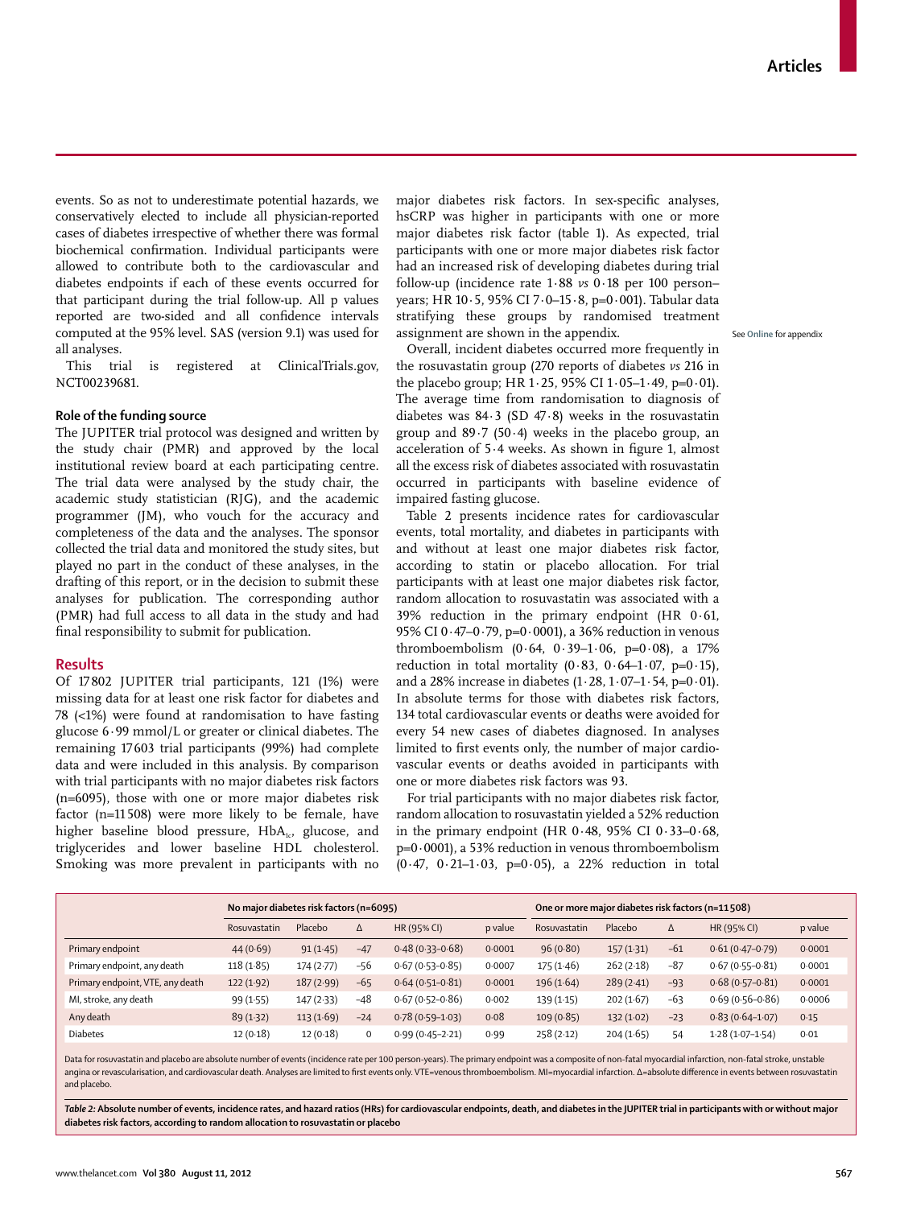events. So as not to underestimate potential hazards, we conservatively elected to include all physician-reported cases of diabetes irrespective of whether there was formal biochemical confirmation. Individual participants were allowed to contribute both to the cardiovascular and diabetes endpoints if each of these events occurred for that participant during the trial follow-up. All p values reported are two-sided and all confidence intervals computed at the 95% level. SAS (version 9.1) was used for all analyses.

This trial is registered at ClinicalTrials.gov, NCT00239681.

### Role of the funding source

The JUPITER trial protocol was designed and written by the study chair (PMR) and approved by the local institutional review board at each participating centre. The trial data were analysed by the study chair, the academic study statistician (RJG), and the academic programmer (JM), who vouch for the accuracy and completeness of the data and the analyses. The sponsor collected the trial data and monitored the study sites, but played no part in the conduct of these analyses, in the drafting of this report, or in the decision to submit these analyses for publication. The corresponding author (PMR) had full access to all data in the study and had final responsibility to submit for publication.

## Results

Of 17 802 JUPITER trial participants, 121 (1%) were missing data for at least one risk factor for diabetes and 78 (<1%) were found at randomisation to have fasting glucose 6·99 mmol/L or greater or clinical diabetes. The remaining 17 603 trial participants (99%) had complete data and were included in this analysis. By comparison with trial participants with no major diabetes risk factors (n=6095), those with one or more major diabetes risk factor (n=11 508) were more likely to be female, have higher baseline blood pressure, $HbA_{1c}$, glucose, and triglycerides and lower baseline HDL cholesterol. Smoking was more prevalent in participants with no major diabetes risk factors. In sex-specific analyses, hsCRP was higher in participants with one or more major diabetes risk factor (table 1). As expected, trial participants with one or more major diabetes risk factor had an increased risk of developing diabetes during trial follow-up (incidence rate 1·88 *vs* 0·18 per 100 person–years; HR 10·5, 95% CI 7·0–15·8, p=0·001). Tabular data stratifying these groups by randomised treatment assignment are shown in the appendix.

See **Online** for appendix

Overall, incident diabetes occurred more frequently in the rosuvastatin group (270 reports of diabetes *vs* 216 in the placebo group; HR 1·25, 95% CI 1·05–1·49, p=0·01). The average time from randomisation to diagnosis of diabetes was 84·3 (SD 47·8) weeks in the rosuvastatin group and 89·7 (50·4) weeks in the placebo group, an acceleration of 5·4 weeks. As shown in figure 1, almost all the excess risk of diabetes associated with rosuvastatin occurred in participants with baseline evidence of impaired fasting glucose.

Table 2 presents incidence rates for cardiovascular events, total mortality, and diabetes in participants with and without at least one major diabetes risk factor, according to statin or placebo allocation. For trial participants with at least one major diabetes risk factor, random allocation to rosuvastatin was associated with a 39% reduction in the primary endpoint (HR 0·61, 95% CI 0·47–0·79, p=0·0001), a 36% reduction in venous thromboembolism (0·64, 0·39–1·06, p=0·08), a 17% reduction in total mortality (0·83, 0·64–1·07, p=0·15), and a 28% increase in diabetes (1·28, 1·07–1·54, p=0·01). In absolute terms for those with diabetes risk factors, 134 total cardiovascular events or deaths were avoided for every 54 new cases of diabetes diagnosed. In analyses limited to first events only, the number of major cardiovascular events or deaths avoided in participants with one or more diabetes risk factors was 93.

For trial participants with no major diabetes risk factor, random allocation to rosuvastatin yielded a 52% reduction in the primary endpoint (HR 0·48, 95% CI 0·33–0·68, p=0·0001), a 53% reduction in venous thromboembolism (0·47, 0·21–1·03, p=0·05), a 22% reduction in total

| | No major diabetes risk factors (n=6095) | | | | | One or more major diabetes risk factors (n=11 508) | | | | |
|---|---|---|---|---|---|---|---|---|---|---|
| | Rosuvastatin | Placebo | Δ | HR (95% CI) | p value | Rosuvastatin | Placebo | Δ | HR (95% CI) | p value |
| Primary endpoint | 44 (0·69) | 91 (1·45) | −47 | 0·48 (0·33–0·68) | 0·0001 | 96 (0·80) | 157 (1·31) | −61 | 0·61 (0·47–0·79) | 0·0001 |
| Primary endpoint, any death | 118 (1·85) | 174 (2·77) | −56 | 0·67 (0·53–0·85) | 0·0007 | 175 (1·46) | 262 (2·18) | −87 | 0·67 (0·55–0·81) | 0·0001 |
| Primary endpoint, VTE, any death | 122 (1·92) | 187 (2·99) | −65 | 0·64 (0·51–0·81) | 0·0001 | 196 (1·64) | 289 (2·41) | −93 | 0·68 (0·57–0·81) | 0·0001 |
| MI, stroke, any death | 99 (1·55) | 147 (2·33) | −48 | 0·67 (0·52–0·86) | 0·002 | 139 (1·15) | 202 (1·67) | −63 | 0·69 (0·56–0·86) | 0·0006 |
| Any death | 89 (1·32) | 113 (1·69) | −24 | 0·78 (0·59–1·03) | 0·08 | 109 (0·85) | 132 (1·02) | −23 | 0·83 (0·64–1·07) | 0·15 |
| Diabetes | 12 (0·18) | 12 (0·18) | 0 | 0·99 (0·45–2·21) | 0·99 | 258 (2·12) | 204 (1·65) | 54 | 1·28 (1·07–1·54) | 0·01 |

Data for rosuvastatin and placebo are absolute number of events (incidence rate per 100 person-years). The primary endpoint was a composite of non-fatal myocardial infarction, non-fatal stroke, unstable angina or revascularisation, and cardiovascular death. Analyses are limited to first events only. VTE=venous thromboembolism. MI=myocardial infarction. Δ=absolute difference in events between rosuvastatin and placebo.

***Table 2:* Absolute number of events, incidence rates, and hazard ratios (HRs) for cardiovascular endpoints, death, and diabetes in the JUPITER trial in participants with or without major diabetes risk factors, according to random allocation to rosuvastatin or placebo**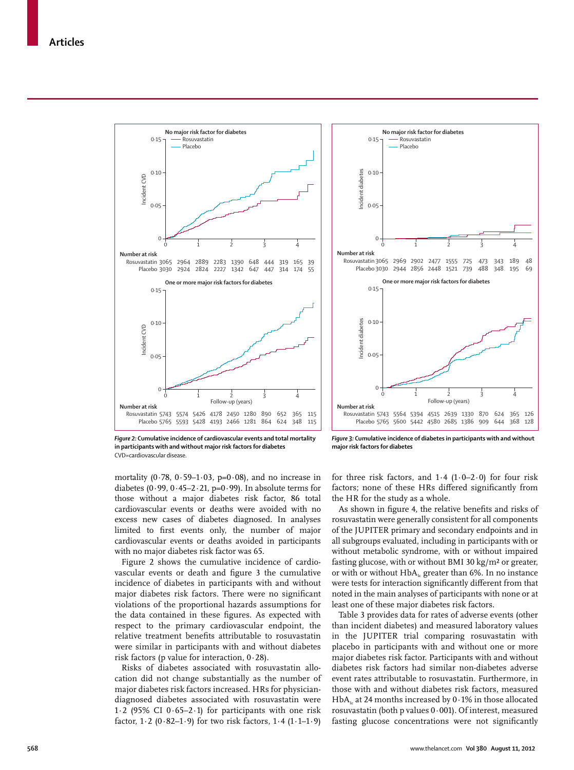**Number at risk**

| | 0 | | 1 | | 2 | | 3 | | 4 | |
|---|---|---|---|---|---|---|---|---|---|---|
| Rosuvastatin | 3065 | 2964 | 2889 | 2283 | 1390 | 648 | 444 | 319 | 165 | 39 |
| Placebo | 3030 | 2924 | 2824 | 2227 | 1342 | 647 | 447 | 314 | 174 | 55 |

**Number at risk**

| | 0 | | 1 | | 2 | | 3 | | 4 | |
|---|---|---|---|---|---|---|---|---|---|---|
| Rosuvastatin | 5743 | 5574 | 5426 | 4178 | 2450 | 1280 | 890 | 652 | 365 | 115 |
| Placebo | 5765 | 5593 | 5428 | 4193 | 2466 | 1281 | 864 | 624 | 348 | 115 |

*Figure 2:* **Cumulative incidence of cardiovascular events and total mortality in participants with and without major risk factors for diabetes**
CVD=cardiovascular disease.

**Number at risk**

| | 0 | | 1 | | 2 | | 3 | | 4 | |
|---|---|---|---|---|---|---|---|---|---|---|
| Rosuvastatin | 3065 | 2969 | 2902 | 2477 | 1555 | 725 | 473 | 343 | 189 | 48 |
| Placebo | 3030 | 2944 | 2856 | 2448 | 1521 | 739 | 488 | 348 | 195 | 69 |

**Number at risk**

| | 0 | | 1 | | 2 | | 3 | | 4 | |
|---|---|---|---|---|---|---|---|---|---|---|
| Rosuvastatin | 5743 | 5564 | 5394 | 4515 | 2639 | 1330 | 870 | 624 | 365 | 126 |
| Placebo | 5765 | 5600 | 5442 | 4580 | 2685 | 1386 | 909 | 644 | 368 | 128 |

*Figure 3:* **Cumulative incidence of diabetes in participants with and without major risk factors for diabetes**

mortality (0·78, 0·59–1·03, p=0·08), and no increase in diabetes (0·99, 0·45–2·21, p=0·99). In absolute terms for those without a major diabetes risk factor, 86 total cardiovascular events or deaths were avoided with no excess new cases of diabetes diagnosed. In analyses limited to first events only, the number of major cardiovascular events or deaths avoided in participants with no major diabetes risk factor was 65.

Figure 2 shows the cumulative incidence of cardiovascular events or death and figure 3 the cumulative incidence of diabetes in participants with and without major diabetes risk factors. There were no significant violations of the proportional hazards assumptions for the data contained in these figures. As expected with respect to the primary cardiovascular endpoint, the relative treatment benefits attributable to rosuvastatin were similar in participants with and without diabetes risk factors (p value for interaction, 0·28).

Risks of diabetes associated with rosuvastatin allocation did not change substantially as the number of major diabetes risk factors increased. HRs for physician-diagnosed diabetes associated with rosuvastatin were 1·2 (95% CI 0·65–2·1) for participants with one risk factor, 1·2 (0·82–1·9) for two risk factors, 1·4 (1·1–1·9) for three risk factors, and 1·4 (1·0–2·0) for four risk factors; none of these HRs differed significantly from the HR for the study as a whole.

As shown in figure 4, the relative benefits and risks of rosuvastatin were generally consistent for all components of the JUPITER primary and secondary endpoints and in all subgroups evaluated, including in participants with or without metabolic syndrome, with or without impaired fasting glucose, with or without BMI 30 kg/m² or greater, or with or without $HbA_{1c}$ greater than 6%. In no instance were tests for interaction significantly different from that noted in the main analyses of participants with none or at least one of these major diabetes risk factors.

Table 3 provides data for rates of adverse events (other than incident diabetes) and measured laboratory values in the JUPITER trial comparing rosuvastatin with placebo in participants with and without one or more major diabetes risk factor. Participants with and without diabetes risk factors had similar non-diabetes adverse event rates attributable to rosuvastatin. Furthermore, in those with and without diabetes risk factors, measured $HbA_{1c}$ at 24 months increased by 0·1% in those allocated rosuvastatin (both p values 0·001). Of interest, measured fasting glucose concentrations were not significantly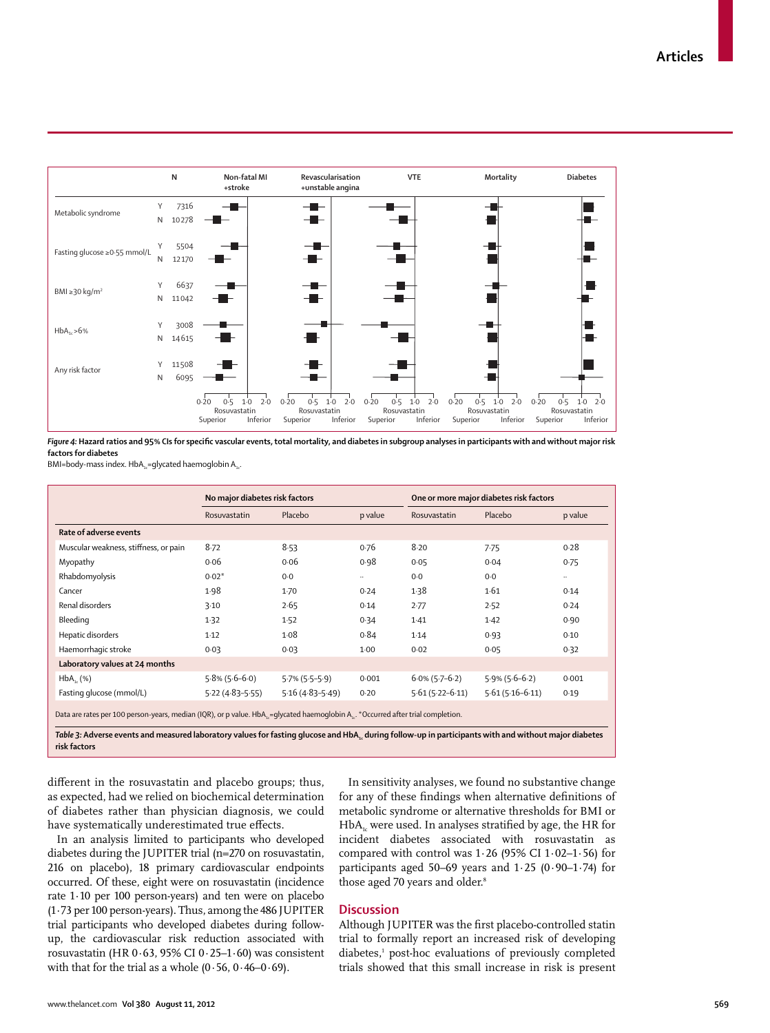Figure 4: Hazard ratios and 95% CIs for specific vascular events, total mortality, and diabetes in subgroup analyses in participants with and without major risk factors for diabetes

BMI=body-mass index. $HbA_{1c}$=glycated haemoglobin $A_{1c}$.

| | No major diabetes risk factors | | | One or more major diabetes risk factors | | |
|---|---|---|---|---|---|---|
| | Rosuvastatin | Placebo | p value | Rosuvastatin | Placebo | p value |
| **Rate of adverse events** | | | | | | |
| Muscular weakness, stiffness, or pain | 8·72 | 8·53 | 0·76 | 8·20 | 7·75 | 0·28 |
| Myopathy | 0·06 | 0·06 | 0·98 | 0·05 | 0·04 | 0·75 |
| Rhabdomyolysis | 0·02* | 0·0 | .. | 0·0 | 0·0 | .. |
| Cancer | 1·98 | 1·70 | 0·24 | 1·38 | 1·61 | 0·14 |
| Renal disorders | 3·10 | 2·65 | 0·14 | 2·77 | 2·52 | 0·24 |
| Bleeding | 1·32 | 1·52 | 0·34 | 1·41 | 1·42 | 0·90 |
| Hepatic disorders | 1·12 | 1·08 | 0·84 | 1·14 | 0·93 | 0·10 |
| Haemorrhagic stroke | 0·03 | 0·03 | 1·00 | 0·02 | 0·05 | 0·32 |
| **Laboratory values at 24 months** | | | | | | |
| $HbA_{1c}$ (%) | 5·8% (5·6–6·0) | 5·7% (5·5–5·9) | 0·001 | 6·0% (5·7–6·2) | 5·9% (5·6–6·2) | 0·001 |
| Fasting glucose (mmol/L) | 5·22 (4·83–5·55) | 5·16 (4·83–5·49) | 0·20 | 5·61 (5·22–6·11) | 5·61 (5·16–6·11) | 0·19 |

Data are rates per 100 person-years, median (IQR), or p value. $HbA_{1c}$=glycated haemoglobin $A_{1c}$. *Occurred after trial completion.

**Table 3: Adverse events and measured laboratory values for fasting glucose and $HbA_{1c}$ during follow-up in participants with and without major diabetes risk factors**

different in the rosuvastatin and placebo groups; thus, as expected, had we relied on biochemical determination of diabetes rather than physician diagnosis, we could have systematically underestimated true effects.

In an analysis limited to participants who developed diabetes during the JUPITER trial (n=270 on rosuvastatin, 216 on placebo), 18 primary cardiovascular endpoints occurred. Of these, eight were on rosuvastatin (incidence rate 1·10 per 100 person-years) and ten were on placebo (1·73 per 100 person-years). Thus, among the 486 JUPITER trial participants who developed diabetes during follow-up, the cardiovascular risk reduction associated with rosuvastatin (HR 0·63, 95% CI 0·25–1·60) was consistent with that for the trial as a whole (0·56, 0·46–0·69).

In sensitivity analyses, we found no substantive change for any of these findings when alternative definitions of metabolic syndrome or alternative thresholds for BMI or $HbA_{1c}$ were used. In analyses stratified by age, the HR for incident diabetes associated with rosuvastatin as compared with control was 1·26 (95% CI 1·02–1·56) for participants aged 50–69 years and 1·25 (0·90–1·74) for those aged 70 years and older.[8]

## Discussion

Although JUPITER was the first placebo-controlled statin trial to formally report an increased risk of developing diabetes,[1] post-hoc evaluations of previously completed trials showed that this small increase in risk is present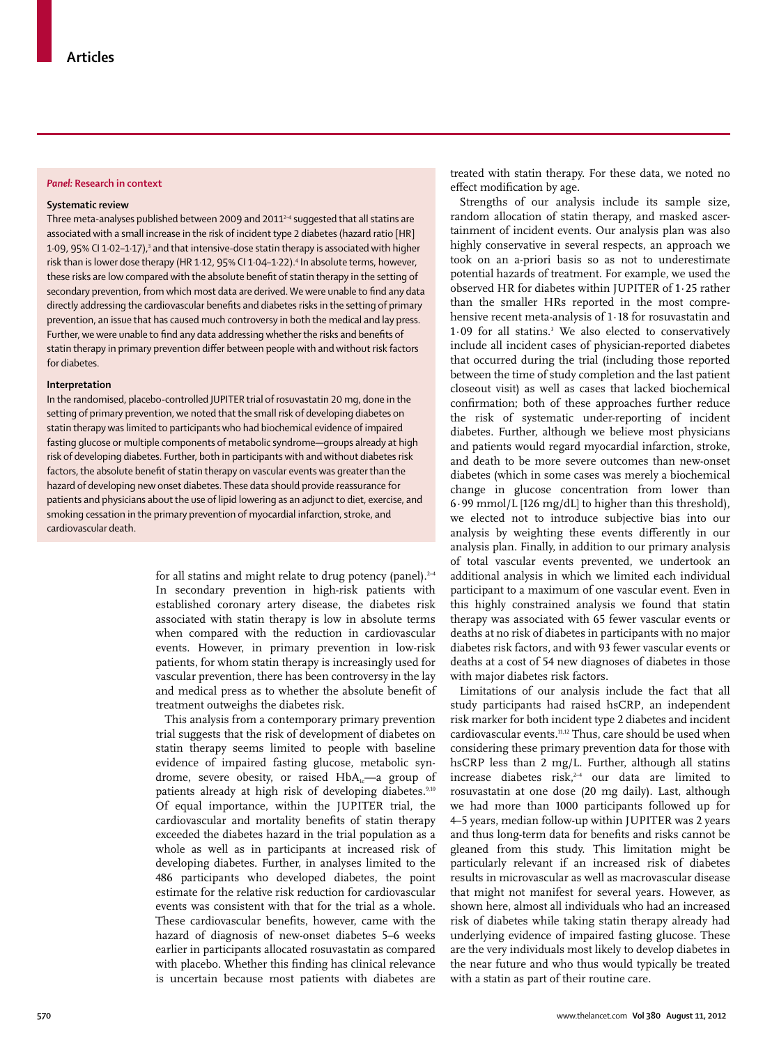### *Panel:* Research in context

#### Systematic review

Three meta-analyses published between 2009 and 2011[2–4] suggested that all statins are associated with a small increase in the risk of incident type 2 diabetes (hazard ratio [HR] 1·09, 95% CI 1·02–1·17),[3] and that intensive-dose statin therapy is associated with higher risk than is lower dose therapy (HR 1·12, 95% CI 1·04–1·22).[4] In absolute terms, however, these risks are low compared with the absolute benefit of statin therapy in the setting of secondary prevention, from which most data are derived. We were unable to find any data directly addressing the cardiovascular benefits and diabetes risks in the setting of primary prevention, an issue that has caused much controversy in both the medical and lay press. Further, we were unable to find any data addressing whether the risks and benefits of statin therapy in primary prevention differ between people with and without risk factors for diabetes.

#### Interpretation

In the randomised, placebo-controlled JUPITER trial of rosuvastatin 20 mg, done in the setting of primary prevention, we noted that the small risk of developing diabetes on statin therapy was limited to participants who had biochemical evidence of impaired fasting glucose or multiple components of metabolic syndrome—groups already at high risk of developing diabetes. Further, both in participants with and without diabetes risk factors, the absolute benefit of statin therapy on vascular events was greater than the hazard of developing new onset diabetes. These data should provide reassurance for patients and physicians about the use of lipid lowering as an adjunct to diet, exercise, and smoking cessation in the primary prevention of myocardial infarction, stroke, and cardiovascular death.

for all statins and might relate to drug potency (panel).[2–4] In secondary prevention in high-risk patients with established coronary artery disease, the diabetes risk associated with statin therapy is low in absolute terms when compared with the reduction in cardiovascular events. However, in primary prevention in low-risk patients, for whom statin therapy is increasingly used for vascular prevention, there has been controversy in the lay and medical press as to whether the absolute benefit of treatment outweighs the diabetes risk.

This analysis from a contemporary primary prevention trial suggests that the risk of development of diabetes on statin therapy seems limited to people with baseline evidence of impaired fasting glucose, metabolic syndrome, severe obesity, or raised $HbA_{1c}$—a group of patients already at high risk of developing diabetes.[9,10] Of equal importance, within the JUPITER trial, the cardiovascular and mortality benefits of statin therapy exceeded the diabetes hazard in the trial population as a whole as well as in participants at increased risk of developing diabetes. Further, in analyses limited to the 486 participants who developed diabetes, the point estimate for the relative risk reduction for cardiovascular events was consistent with that for the trial as a whole. These cardiovascular benefits, however, came with the hazard of diagnosis of new-onset diabetes 5–6 weeks earlier in participants allocated rosuvastatin as compared with placebo. Whether this finding has clinical relevance is uncertain because most patients with diabetes are treated with statin therapy. For these data, we noted no effect modification by age.

Strengths of our analysis include its sample size, random allocation of statin therapy, and masked ascertainment of incident events. Our analysis plan was also highly conservative in several respects, an approach we took on an a-priori basis so as not to underestimate potential hazards of treatment. For example, we used the observed HR for diabetes within JUPITER of 1·25 rather than the smaller HRs reported in the most comprehensive recent meta-analysis of 1·18 for rosuvastatin and 1·09 for all statins.[3] We also elected to conservatively include all incident cases of physician-reported diabetes that occurred during the trial (including those reported between the time of study completion and the last patient closeout visit) as well as cases that lacked biochemical confirmation; both of these approaches further reduce the risk of systematic under-reporting of incident diabetes. Further, although we believe most physicians and patients would regard myocardial infarction, stroke, and death to be more severe outcomes than new-onset diabetes (which in some cases was merely a biochemical change in glucose concentration from lower than 6·99 mmol/L [126 mg/dL] to higher than this threshold), we elected not to introduce subjective bias into our analysis by weighting these events differently in our analysis plan. Finally, in addition to our primary analysis of total vascular events prevented, we undertook an additional analysis in which we limited each individual participant to a maximum of one vascular event. Even in this highly constrained analysis we found that statin therapy was associated with 65 fewer vascular events or deaths at no risk of diabetes in participants with no major diabetes risk factors, and with 93 fewer vascular events or deaths at a cost of 54 new diagnoses of diabetes in those with major diabetes risk factors.

Limitations of our analysis include the fact that all study participants had raised hsCRP, an independent risk marker for both incident type 2 diabetes and incident cardiovascular events.[11,12] Thus, care should be used when considering these primary prevention data for those with hsCRP less than 2 mg/L. Further, although all statins increase diabetes risk,[2–4] our data are limited to rosuvastatin at one dose (20 mg daily). Last, although we had more than 1000 participants followed up for 4–5 years, median follow-up within JUPITER was 2 years and thus long-term data for benefits and risks cannot be gleaned from this study. This limitation might be particularly relevant if an increased risk of diabetes results in microvascular as well as macrovascular disease that might not manifest for several years. However, as shown here, almost all individuals who had an increased risk of diabetes while taking statin therapy already had underlying evidence of impaired fasting glucose. These are the very individuals most likely to develop diabetes in the near future and who thus would typically be treated with a statin as part of their routine care.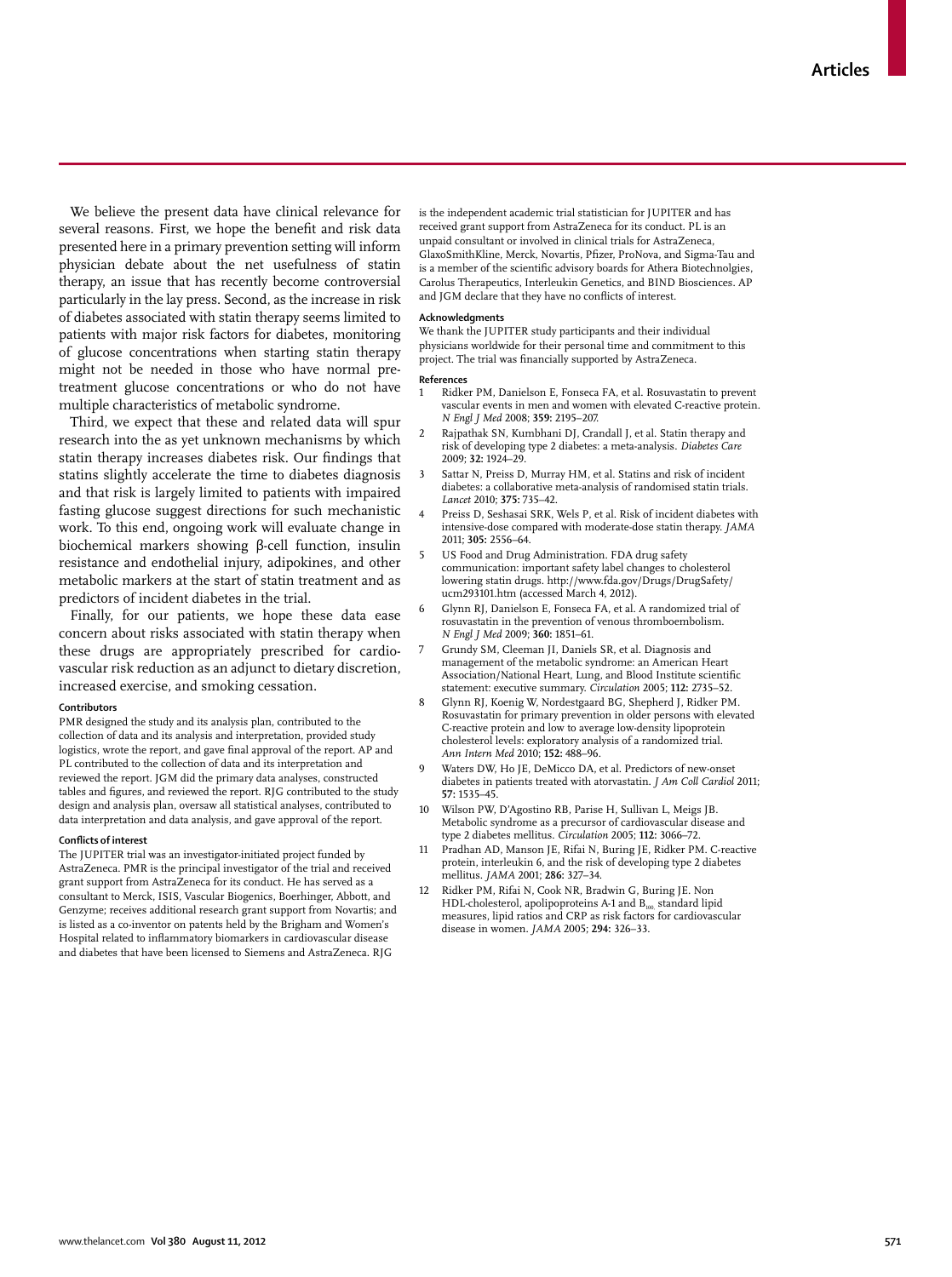We believe the present data have clinical relevance for several reasons. First, we hope the benefit and risk data presented here in a primary prevention setting will inform physician debate about the net usefulness of statin therapy, an issue that has recently become controversial particularly in the lay press. Second, as the increase in risk of diabetes associated with statin therapy seems limited to patients with major risk factors for diabetes, monitoring of glucose concentrations when starting statin therapy might not be needed in those who have normal pre-treatment glucose concentrations or who do not have multiple characteristics of metabolic syndrome.

Third, we expect that these and related data will spur research into the as yet unknown mechanisms by which statin therapy increases diabetes risk. Our findings that statins slightly accelerate the time to diabetes diagnosis and that risk is largely limited to patients with impaired fasting glucose suggest directions for such mechanistic work. To this end, ongoing work will evaluate change in biochemical markers showing β-cell function, insulin resistance and endothelial injury, adipokines, and other metabolic markers at the start of statin treatment and as predictors of incident diabetes in the trial.

Finally, for our patients, we hope these data ease concern about risks associated with statin therapy when these drugs are appropriately prescribed for cardiovascular risk reduction as an adjunct to dietary discretion, increased exercise, and smoking cessation.

#### Contributors

PMR designed the study and its analysis plan, contributed to the collection of data and its analysis and interpretation, provided study logistics, wrote the report, and gave final approval of the report. AP and PL contributed to the collection of data and its interpretation and reviewed the report. JGM did the primary data analyses, constructed tables and figures, and reviewed the report. RJG contributed to the study design and analysis plan, oversaw all statistical analyses, contributed to data interpretation and data analysis, and gave approval of the report.

#### Conflicts of interest

The JUPITER trial was an investigator-initiated project funded by AstraZeneca. PMR is the principal investigator of the trial and received grant support from AstraZeneca for its conduct. He has served as a consultant to Merck, ISIS, Vascular Biogenics, Boerhinger, Abbott, and Genzyme; receives additional research grant support from Novartis; and is listed as a co-inventor on patents held by the Brigham and Women's Hospital related to inflammatory biomarkers in cardiovascular disease and diabetes that have been licensed to Siemens and AstraZeneca. RJG is the independent academic trial statistician for JUPITER and has received grant support from AstraZeneca for its conduct. PL is an unpaid consultant or involved in clinical trials for AstraZeneca, GlaxoSmithKline, Merck, Novartis, Pfizer, ProNova, and Sigma-Tau and is a member of the scientific advisory boards for Athera Biotechnolgies, Carolus Therapeutics, Interleukin Genetics, and BIND Biosciences. AP and JGM declare that they have no conflicts of interest.

#### Acknowledgments

We thank the JUPITER study participants and their individual physicians worldwide for their personal time and commitment to this project. The trial was financially supported by AstraZeneca.

#### References

1. Ridker PM, Danielson E, Fonseca FA, et al. Rosuvastatin to prevent vascular events in men and women with elevated C-reactive protein. *N Engl J Med* 2008; **359:** 2195–207.
2. Rajpathak SN, Kumbhani DJ, Crandall J, et al. Statin therapy and risk of developing type 2 diabetes: a meta-analysis. *Diabetes Care* 2009; **32:** 1924–29.
3. Sattar N, Preiss D, Murray HM, et al. Statins and risk of incident diabetes: a collaborative meta-analysis of randomised statin trials. *Lancet* 2010; **375:** 735–42.
4. Preiss D, Seshasai SRK, Wels P, et al. Risk of incident diabetes with intensive-dose compared with moderate-dose statin therapy. *JAMA* 2011; **305:** 2556–64.
5. US Food and Drug Administration. FDA drug safety communication: important safety label changes to cholesterol lowering statin drugs. http://www.fda.gov/Drugs/DrugSafety/ucm293101.htm (accessed March 4, 2012).
6. Glynn RJ, Danielson E, Fonseca FA, et al. A randomized trial of rosuvastatin in the prevention of venous thromboembolism. *N Engl J Med* 2009; **360:** 1851–61.
7. Grundy SM, Cleeman JI, Daniels SR, et al. Diagnosis and management of the metabolic syndrome: an American Heart Association/National Heart, Lung, and Blood Institute scientific statement: executive summary. *Circulation* 2005; **112:** 2735–52.
8. Glynn RJ, Koenig W, Nordestgaard BG, Shepherd J, Ridker PM. Rosuvastatin for primary prevention in older persons with elevated C-reactive protein and low to average low-density lipoprotein cholesterol levels: exploratory analysis of a randomized trial. *Ann Intern Med* 2010; **152:** 488–96.
9. Waters DW, Ho JE, DeMicco DA, et al. Predictors of new-onset diabetes in patients treated with atorvastatin. *J Am Coll Cardiol* 2011; **57:** 1535–45.
10. Wilson PW, D'Agostino RB, Parise H, Sullivan L, Meigs JB. Metabolic syndrome as a precursor of cardiovascular disease and type 2 diabetes mellitus. *Circulation* 2005; **112:** 3066–72.
11. Pradhan AD, Manson JE, Rifai N, Buring JE, Ridker PM. C-reactive protein, interleukin 6, and the risk of developing type 2 diabetes mellitus. *JAMA* 2001; **286:** 327–34.
12. Ridker PM, Rifai N, Cook NR, Bradwin G, Buring JE. Non HDL-cholesterol, apolipoproteins A-1 and $B_{100}$, standard lipid measures, lipid ratios and CRP as risk factors for cardiovascular disease in women. *JAMA* 2005; **294:** 326–33.